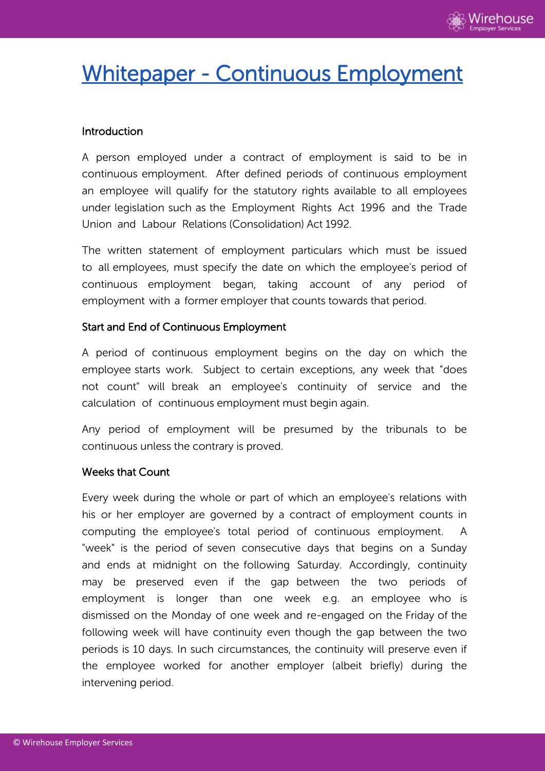# Whitepaper - Continuous Employment

## Introduction

A person employed under a contract of employment is said to be in continuous employment. After defined periods of continuous employment an employee will qualify for the statutory rights available to all employees under legislation such as the Employment Rights Act 1996 and the Trade Union and Labour Relations (Consolidation) Act 1992.

The written statement of employment particulars which must be issued to all employees, must specify the date on which the employee's period of continuous employment began, taking account of any period of employment with a former employer that counts towards that period.

## Start and End of Continuous Employment

A period of continuous employment begins on the day on which the employee starts work. Subject to certain exceptions, any week that "does not count" will break an employee's continuity of service and the calculation of continuous employment must begin again.

Any period of employment will be presumed by the tribunals to be continuous unless the contrary is proved.

## Weeks that Count

Every week during the whole or part of which an employee's relations with his or her employer are governed by a contract of employment counts in computing the employee's total period of continuous employment. A "week" is the period of seven consecutive days that begins on a Sunday and ends at midnight on the following Saturday. Accordingly, continuity may be preserved even if the gap between the two periods of employment is longer than one week e.g. an employee who is dismissed on the Monday of one week and re-engaged on the Friday of the following week will have continuity even though the gap between the two periods is 10 days. In such circumstances, the continuity will preserve even if the employee worked for another employer (albeit briefly) during the intervening period.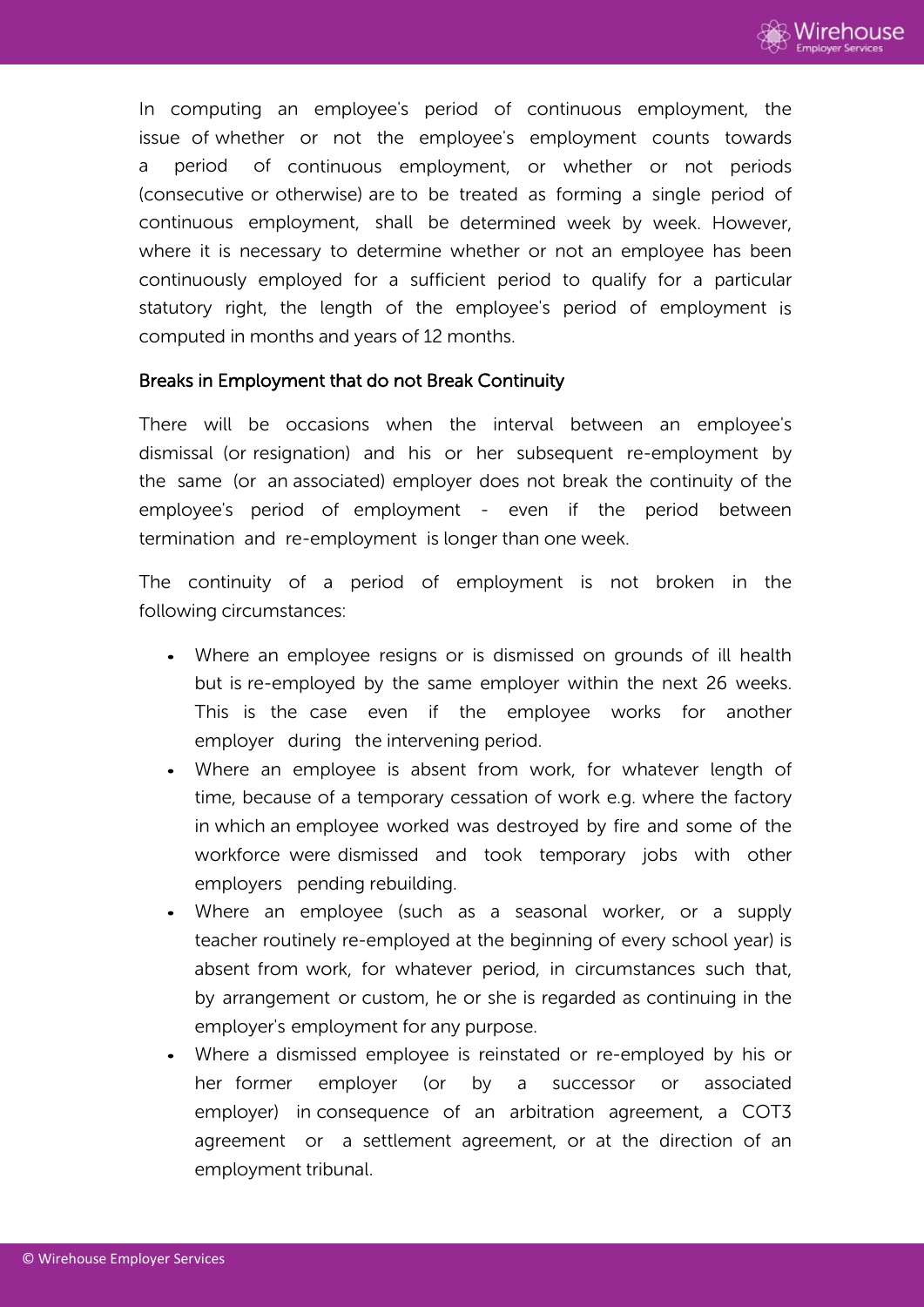In computing an employee's period of continuous employment, the issue of whether or not the employee's employment counts towards a period of continuous employment, or whether or not periods (consecutive or otherwise) are to be treated as forming a single period of continuous employment, shall be determined week by week. However, where it is necessary to determine whether or not an employee has been continuously employed for a sufficient period to qualify for a particular statutory right, the length of the employee's period of employment is computed in months and years of 12 months.

## Breaks in Employment that do not Break Continuity

There will be occasions when the interval between an employee's dismissal (or resignation) and his or her subsequent re-employment by the same (or an associated) employer does not break the continuity of the employee's period of employment - even if the period between termination and re-employment is longer than one week.

The continuity of a period of employment is not broken in the following circumstances:

- Where an employee resigns or is dismissed on grounds of ill health but is re-employed by the same employer within the next 26 weeks. This is the case even if the employee works for another employer during the intervening period.
- Where an employee is absent from work, for whatever length of time, because of a temporary cessation of work e.g. where the factory in which an employee worked was destroyed by fire and some of the workforce were dismissed and took temporary jobs with other employers pending rebuilding.
- Where an employee (such as a seasonal worker, or a supply teacher routinely re-employed at the beginning of every school year) is absent from work, for whatever period, in circumstances such that, by arrangement or custom, he or she is regarded as continuing in the employer's employment for any purpose.
- Where a dismissed employee is reinstated or re-employed by his or her former employer (or by a successor or associated employer) in consequence of an arbitration agreement, a COT3 agreement or a settlement agreement, or at the direction of an employment tribunal.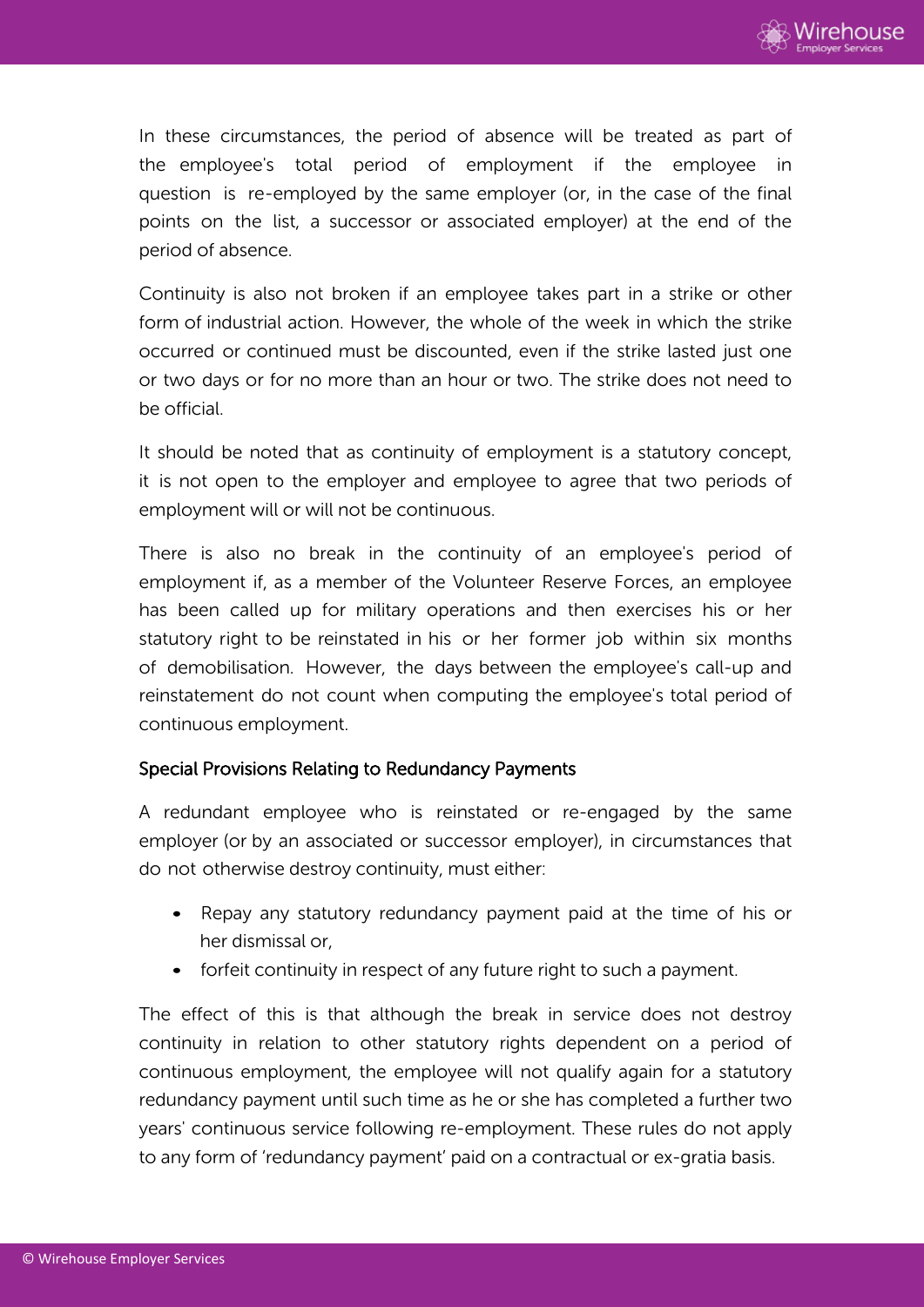In these circumstances, the period of absence will be treated as part of the employee's total period of employment if the employee in question is re-employed by the same employer (or, in the case of the final points on the list, a successor or associated employer) at the end of the period of absence.

Continuity is also not broken if an employee takes part in a strike or other form of industrial action. However, the whole of the week in which the strike occurred or continued must be discounted, even if the strike lasted just one or two days or for no more than an hour or two. The strike does not need to be official.

It should be noted that as continuity of employment is a statutory concept, it is not open to the employer and employee to agree that two periods of employment will or will not be continuous.

There is also no break in the continuity of an employee's period of employment if, as a member of the Volunteer Reserve Forces, an employee has been called up for military operations and then exercises his or her statutory right to be reinstated in his or her former job within six months of demobilisation. However, the days between the employee's call-up and reinstatement do not count when computing the employee's total period of continuous employment.

### Special Provisions Relating to Redundancy Payments

A redundant employee who is reinstated or re-engaged by the same employer (or by an associated or successor employer), in circumstances that do not otherwise destroy continuity, must either:

- Repay any statutory redundancy payment paid at the time of his or her dismissal or,
- forfeit continuity in respect of any future right to such a payment.

The effect of this is that although the break in service does not destroy continuity in relation to other statutory rights dependent on a period of continuous employment, the employee will not qualify again for a statutory redundancy payment until such time as he or she has completed a further two years' continuous service following re-employment. These rules do not apply to any form of 'redundancy payment' paid on a contractual or ex-gratia basis.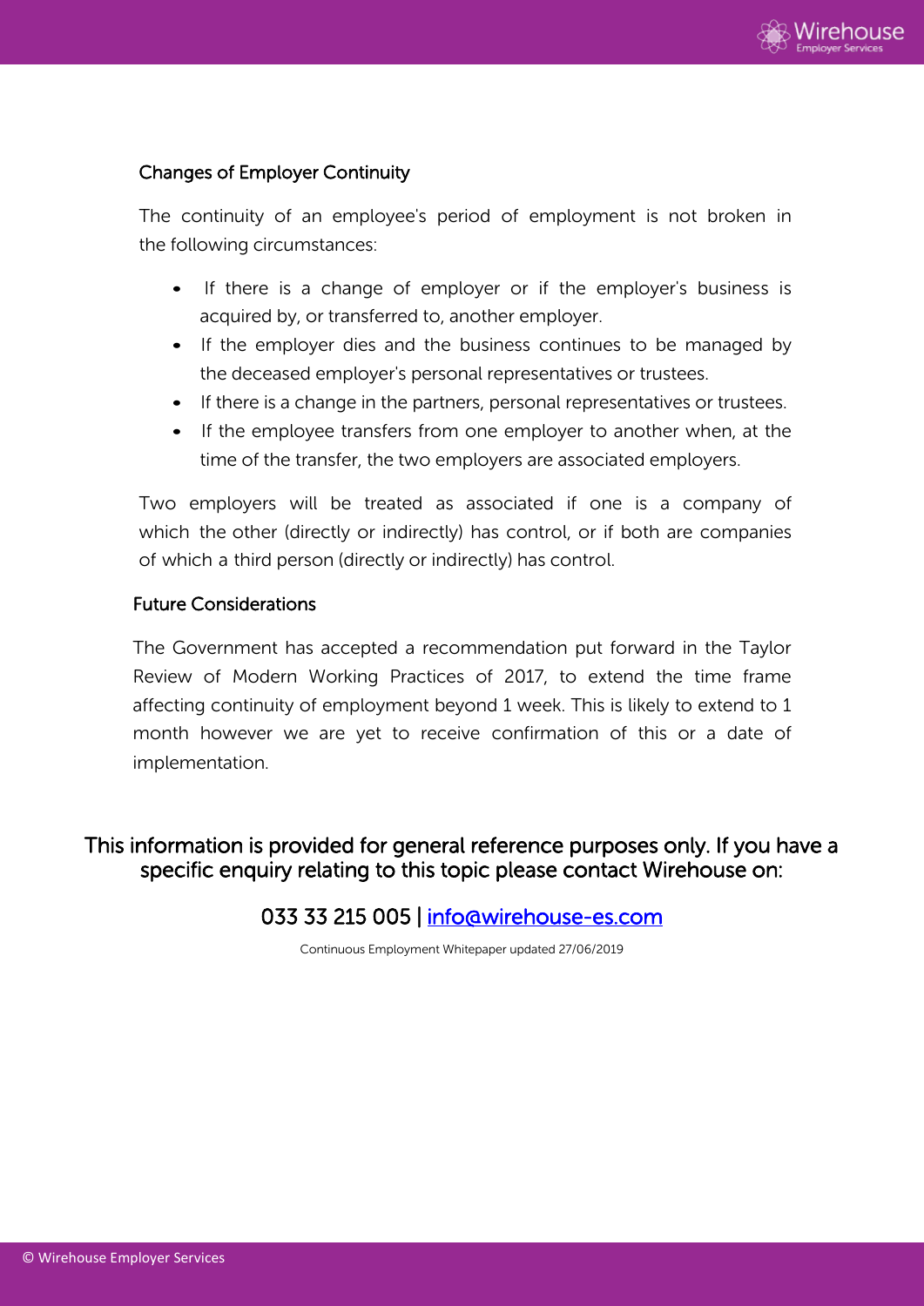## Changes of Employer Continuity

The continuity of an employee's period of employment is not broken in the following circumstances:

- If there is a change of employer or if the employer's business is acquired by, or transferred to, another employer.
- If the employer dies and the business continues to be managed by the deceased employer's personal representatives or trustees.
- If there is a change in the partners, personal representatives or trustees.
- If the employee transfers from one employer to another when, at the time of the transfer, the two employers are associated employers.

Two employers will be treated as associated if one is a company of which the other (directly or indirectly) has control, or if both are companies of which a third person (directly or indirectly) has control.

## Future Considerations

The Government has accepted a recommendation put forward in the Taylor Review of Modern Working Practices of 2017, to extend the time frame affecting continuity of employment beyond 1 week. This is likely to extend to 1 month however we are yet to receive confirmation of this or a date of implementation.

This information is provided for general reference purposes only. If you have a specific enquiry relating to this topic please contact Wirehouse on:

033 33 215 005 | info@wirehouse-es.com

Continuous Employment Whitepaper updated 27/06/2019